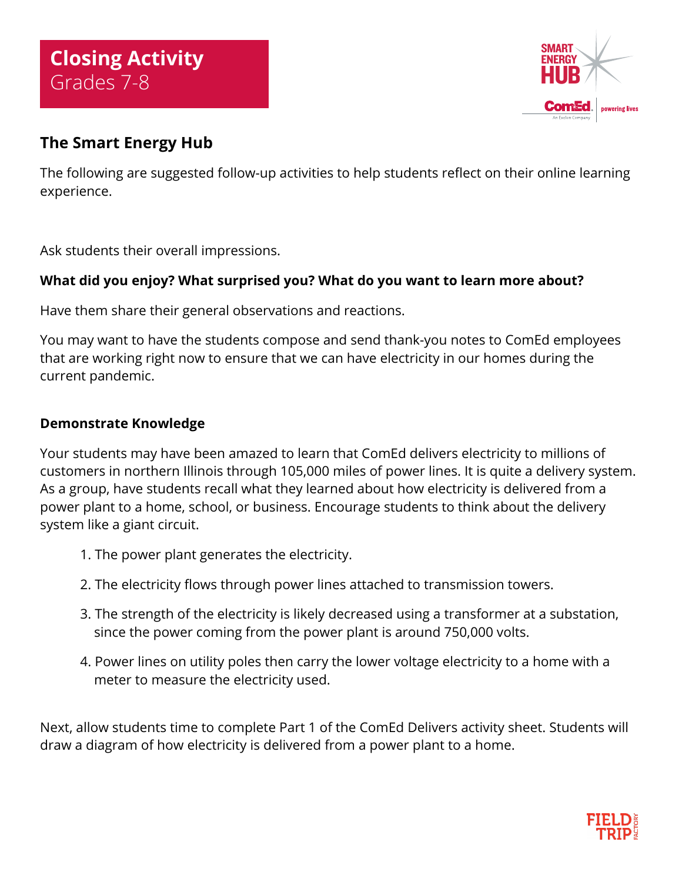# Closing Activity
Grades 7-8

SMART ENERGY HUB

ComEd. An Exelon Company | powering lives

## The Smart Energy Hub

The following are suggested follow-up activities to help students reflect on their online learning experience.

Ask students their overall impressions.

**What did you enjoy? What surprised you? What do you want to learn more about?**

Have them share their general observations and reactions.

You may want to have the students compose and send thank-you notes to ComEd employees that are working right now to ensure that we can have electricity in our homes during the current pandemic.

**Demonstrate Knowledge**

Your students may have been amazed to learn that ComEd delivers electricity to millions of customers in northern Illinois through 105,000 miles of power lines. It is quite a delivery system. As a group, have students recall what they learned about how electricity is delivered from a power plant to a home, school, or business. Encourage students to think about the delivery system like a giant circuit.

1. The power plant generates the electricity.
2. The electricity flows through power lines attached to transmission towers.
3. The strength of the electricity is likely decreased using a transformer at a substation, since the power coming from the power plant is around 750,000 volts.
4. Power lines on utility poles then carry the lower voltage electricity to a home with a meter to measure the electricity used.

Next, allow students time to complete Part 1 of the ComEd Delivers activity sheet. Students will draw a diagram of how electricity is delivered from a power plant to a home.

FIELD TRIP FACTORY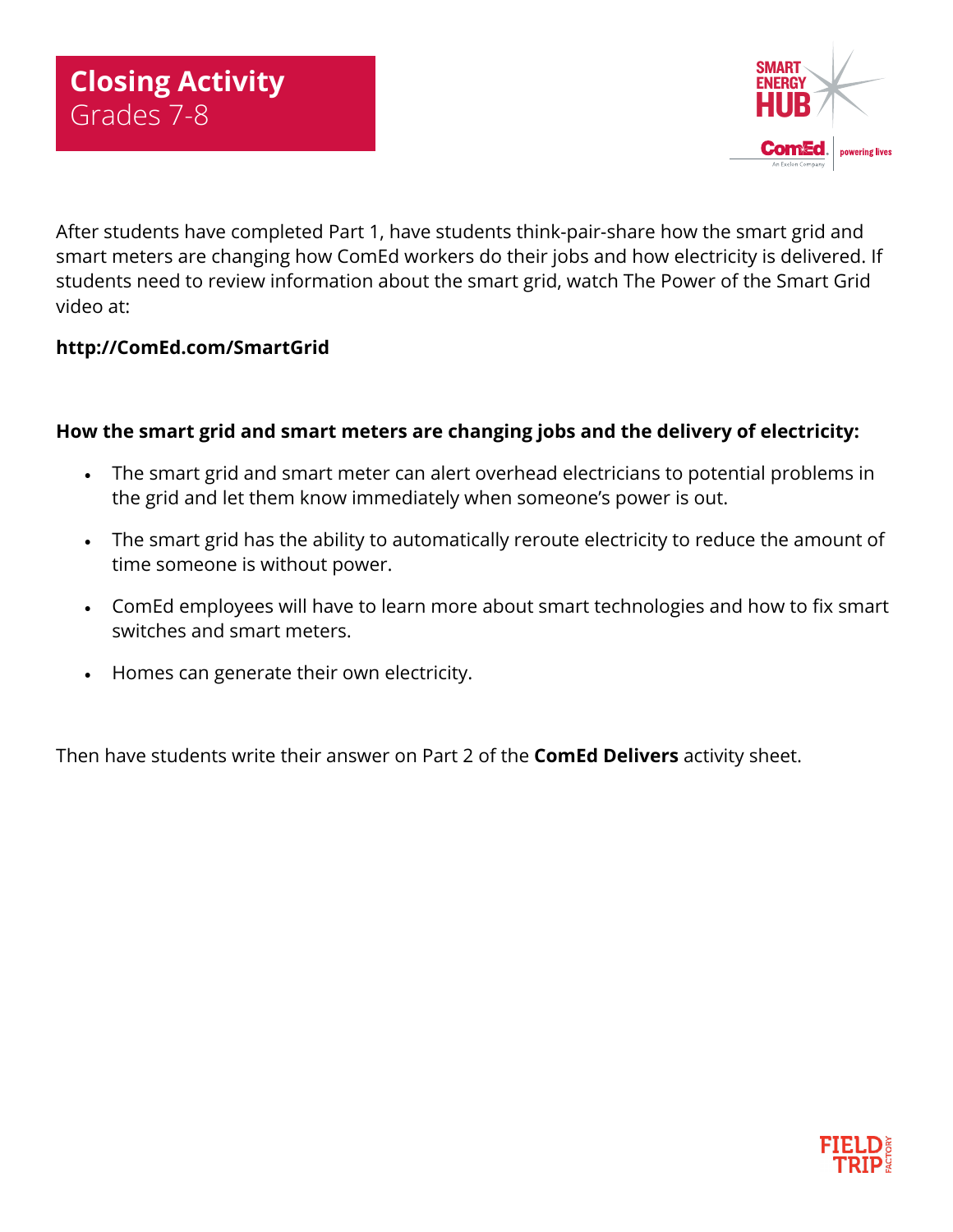# Closing Activity
## Grades 7-8

After students have completed Part 1, have students think-pair-share how the smart grid and smart meters are changing how ComEd workers do their jobs and how electricity is delivered. If students need to review information about the smart grid, watch The Power of the Smart Grid video at:

**http://ComEd.com/SmartGrid**

**How the smart grid and smart meters are changing jobs and the delivery of electricity:**

- The smart grid and smart meter can alert overhead electricians to potential problems in the grid and let them know immediately when someone's power is out.
- The smart grid has the ability to automatically reroute electricity to reduce the amount of time someone is without power.
- ComEd employees will have to learn more about smart technologies and how to fix smart switches and smart meters.
- Homes can generate their own electricity.

Then have students write their answer on Part 2 of the **ComEd Delivers** activity sheet.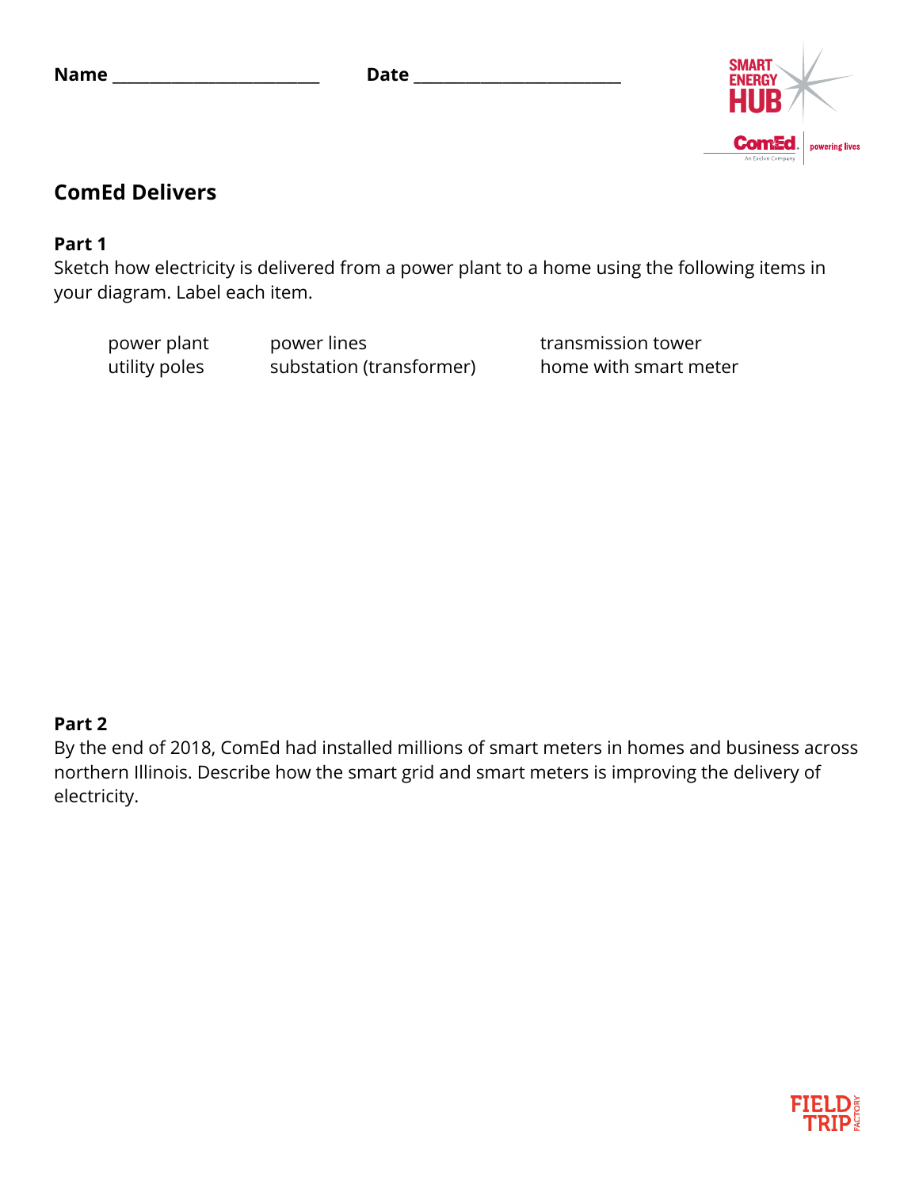Name ________________________ Date ________________________

## ComEd Delivers

**Part 1**
Sketch how electricity is delivered from a power plant to a home using the following items in your diagram. Label each item.

| | | |
|---|---|---|
| power plant | power lines | transmission tower |
| utility poles | substation (transformer) | home with smart meter |

**Part 2**
By the end of 2018, ComEd had installed millions of smart meters in homes and business across northern Illinois. Describe how the smart grid and smart meters is improving the delivery of electricity.